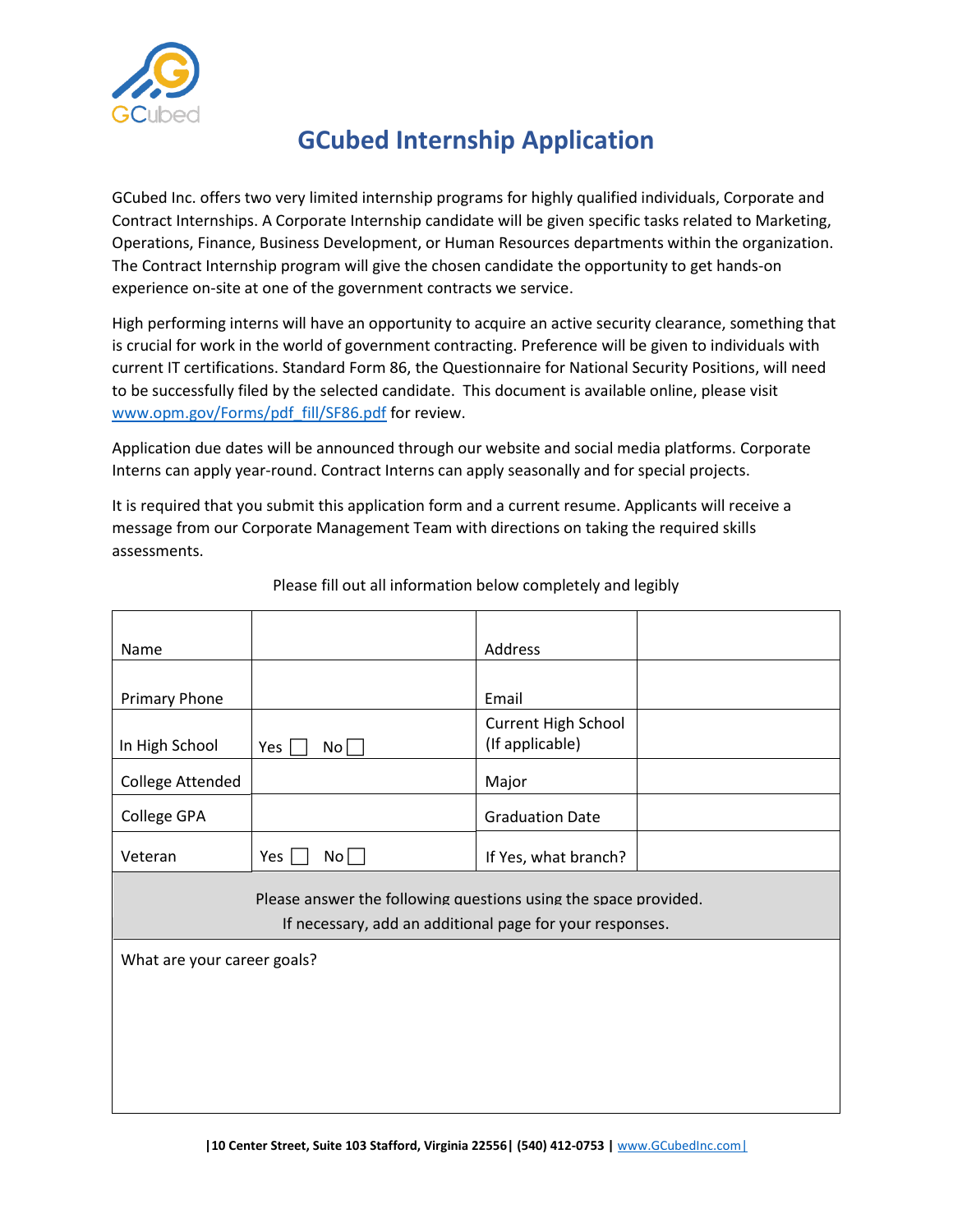# GCubed Internship Application

GCubed Inc. offers two very limited internship programs for highly qualified individuals, Corporate and Contract Internships. A Corporate Internship candidate will be given specific tasks related to Marketing, Operations, Finance, Business Development, or Human Resources departments within the organization. The Contract Internship program will give the chosen candidate the opportunity to get hands-on experience on-site at one of the government contracts we service.

High performing interns will have an opportunity to acquire an active security clearance, something that is crucial for work in the world of government contracting. Preference will be given to individuals with current IT certifications. Standard Form 86, the Questionnaire for National Security Positions, will need to be successfully filed by the selected candidate. This document is available online, please visit www.opm.gov/Forms/pdf_fill/SF86.pdf for review.

Application due dates will be announced through our website and social media platforms. Corporate Interns can apply year-round. Contract Interns can apply seasonally and for special projects.

It is required that you submit this application form and a current resume. Applicants will receive a message from our Corporate Management Team with directions on taking the required skills assessments.

Please fill out all information below completely and legibly

| Name | | Address | |
|---|---|---|---|
| Primary Phone | | Email | |
| In High School | Yes ☐ No ☐ | Current High School (If applicable) | |
| College Attended | | Major | |
| College GPA | | Graduation Date | |
| Veteran | Yes ☐ No ☐ | If Yes, what branch? | |

Please answer the following questions using the space provided.
If necessary, add an additional page for your responses.

What are your career goals?

|10 Center Street, Suite 103 Stafford, Virginia 22556| (540) 412-0753 | www.GCubedInc.com|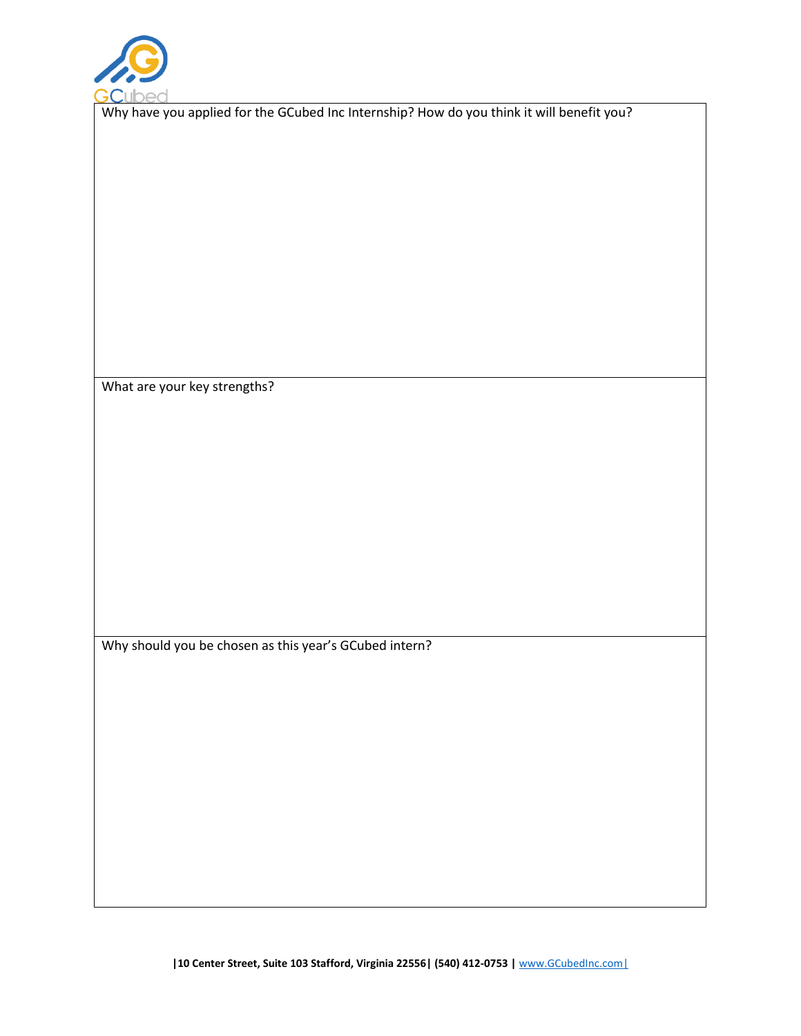GCubed

| |
| --- |
| Why have you applied for the GCubed Inc Internship? How do you think it will benefit you? |
| What are your key strengths? |
| Why should you be chosen as this year's GCubed intern? |

**|10 Center Street, Suite 103 Stafford, Virginia 22556| (540) 412-0753 |** www.GCubedInc.com|